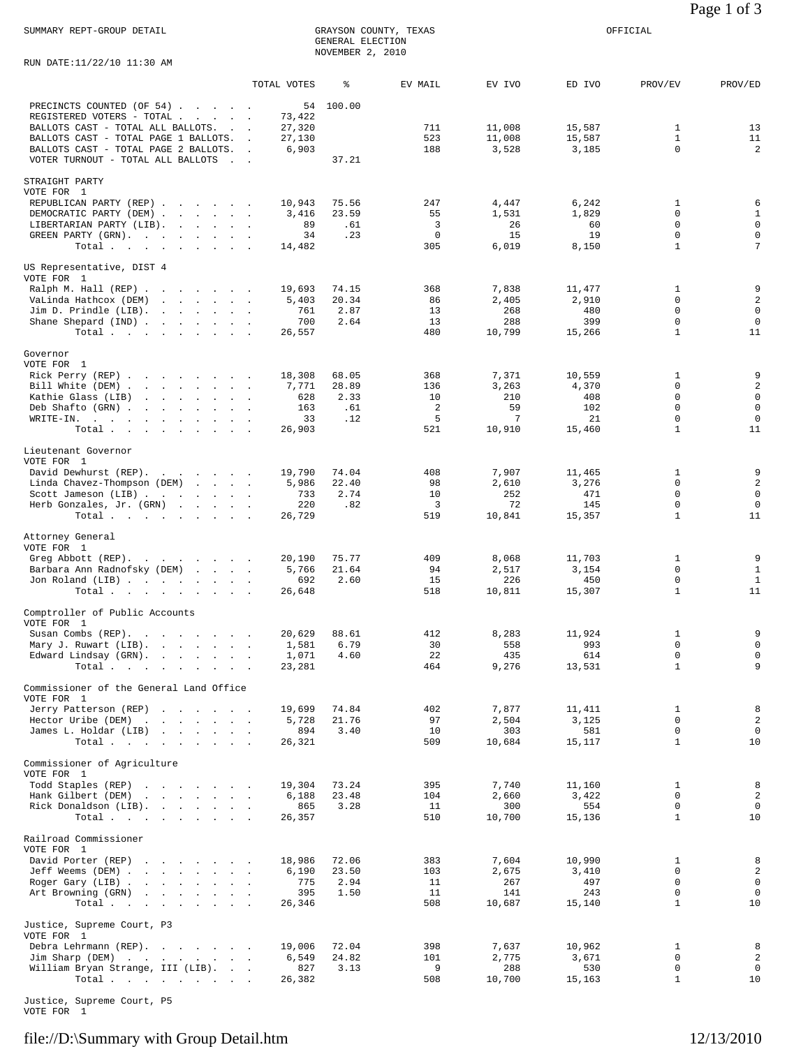SUMMARY REPT-GROUP DETAIL

GRAYSON COUNTY, TEXAS
GENERAL ELECTION
NOVEMBER 2, 2010

OFFICIAL

RUN DATE:11/22/10 11:30 AM

| | TOTAL VOTES | % | EV MAIL | EV IVO | ED IVO | PROV/EV | PROV/ED |
|---|---|---|---|---|---|---|---|
| PRECINCTS COUNTED (OF 54) | 54 | 100.00 | | | | | |
| REGISTERED VOTERS - TOTAL | 73,422 | | | | | | |
| BALLOTS CAST - TOTAL ALL BALLOTS. | 27,320 | | 711 | 11,008 | 15,587 | 1 | 13 |
| BALLOTS CAST - TOTAL PAGE 1 BALLOTS. | 27,130 | | 523 | 11,008 | 15,587 | 1 | 11 |
| BALLOTS CAST - TOTAL PAGE 2 BALLOTS. | 6,903 | | 188 | 3,528 | 3,185 | 0 | 2 |
| VOTER TURNOUT - TOTAL ALL BALLOTS | | 37.21 | | | | | |

STRAIGHT PARTY
VOTE FOR 1

| | TOTAL VOTES | % | EV MAIL | EV IVO | ED IVO | PROV/EV | PROV/ED |
|---|---|---|---|---|---|---|---|
| REPUBLICAN PARTY (REP) | 10,943 | 75.56 | 247 | 4,447 | 6,242 | 1 | 6 |
| DEMOCRATIC PARTY (DEM) | 3,416 | 23.59 | 55 | 1,531 | 1,829 | 0 | 1 |
| LIBERTARIAN PARTY (LIB). | 89 | .61 | 3 | 26 | 60 | 0 | 0 |
| GREEN PARTY (GRN). | 34 | .23 | 0 | 15 | 19 | 0 | 0 |
| Total | 14,482 | | 305 | 6,019 | 8,150 | 1 | 7 |

US Representative, DIST 4
VOTE FOR 1

| | TOTAL VOTES | % | EV MAIL | EV IVO | ED IVO | PROV/EV | PROV/ED |
|---|---|---|---|---|---|---|---|
| Ralph M. Hall (REP) | 19,693 | 74.15 | 368 | 7,838 | 11,477 | 1 | 9 |
| VaLinda Hathcox (DEM) | 5,403 | 20.34 | 86 | 2,405 | 2,910 | 0 | 2 |
| Jim D. Prindle (LIB). | 761 | 2.87 | 13 | 268 | 480 | 0 | 0 |
| Shane Shepard (IND) | 700 | 2.64 | 13 | 288 | 399 | 0 | 0 |
| Total | 26,557 | | 480 | 10,799 | 15,266 | 1 | 11 |

Governor
VOTE FOR 1

| | TOTAL VOTES | % | EV MAIL | EV IVO | ED IVO | PROV/EV | PROV/ED |
|---|---|---|---|---|---|---|---|
| Rick Perry (REP) | 18,308 | 68.05 | 368 | 7,371 | 10,559 | 1 | 9 |
| Bill White (DEM) | 7,771 | 28.89 | 136 | 3,263 | 4,370 | 0 | 2 |
| Kathie Glass (LIB) | 628 | 2.33 | 10 | 210 | 408 | 0 | 0 |
| Deb Shafto (GRN) | 163 | .61 | 2 | 59 | 102 | 0 | 0 |
| WRITE-IN. | 33 | .12 | 5 | 7 | 21 | 0 | 0 |
| Total | 26,903 | | 521 | 10,910 | 15,460 | 1 | 11 |

Lieutenant Governor
VOTE FOR 1

| | TOTAL VOTES | % | EV MAIL | EV IVO | ED IVO | PROV/EV | PROV/ED |
|---|---|---|---|---|---|---|---|
| David Dewhurst (REP). | 19,790 | 74.04 | 408 | 7,907 | 11,465 | 1 | 9 |
| Linda Chavez-Thompson (DEM) | 5,986 | 22.40 | 98 | 2,610 | 3,276 | 0 | 2 |
| Scott Jameson (LIB) | 733 | 2.74 | 10 | 252 | 471 | 0 | 0 |
| Herb Gonzales, Jr. (GRN) | 220 | .82 | 3 | 72 | 145 | 0 | 0 |
| Total | 26,729 | | 519 | 10,841 | 15,357 | 1 | 11 |

Attorney General
VOTE FOR 1

| | TOTAL VOTES | % | EV MAIL | EV IVO | ED IVO | PROV/EV | PROV/ED |
|---|---|---|---|---|---|---|---|
| Greg Abbott (REP). | 20,190 | 75.77 | 409 | 8,068 | 11,703 | 1 | 9 |
| Barbara Ann Radnofsky (DEM) | 5,766 | 21.64 | 94 | 2,517 | 3,154 | 0 | 1 |
| Jon Roland (LIB) | 692 | 2.60 | 15 | 226 | 450 | 0 | 1 |
| Total | 26,648 | | 518 | 10,811 | 15,307 | 1 | 11 |

Comptroller of Public Accounts
VOTE FOR 1

| | TOTAL VOTES | % | EV MAIL | EV IVO | ED IVO | PROV/EV | PROV/ED |
|---|---|---|---|---|---|---|---|
| Susan Combs (REP). | 20,629 | 88.61 | 412 | 8,283 | 11,924 | 1 | 9 |
| Mary J. Ruwart (LIB). | 1,581 | 6.79 | 30 | 558 | 993 | 0 | 0 |
| Edward Lindsay (GRN). | 1,071 | 4.60 | 22 | 435 | 614 | 0 | 0 |
| Total | 23,281 | | 464 | 9,276 | 13,531 | 1 | 9 |

Commissioner of the General Land Office
VOTE FOR 1

| | TOTAL VOTES | % | EV MAIL | EV IVO | ED IVO | PROV/EV | PROV/ED |
|---|---|---|---|---|---|---|---|
| Jerry Patterson (REP) | 19,699 | 74.84 | 402 | 7,877 | 11,411 | 1 | 8 |
| Hector Uribe (DEM) | 5,728 | 21.76 | 97 | 2,504 | 3,125 | 0 | 2 |
| James L. Holdar (LIB) | 894 | 3.40 | 10 | 303 | 581 | 0 | 0 |
| Total | 26,321 | | 509 | 10,684 | 15,117 | 1 | 10 |

Commissioner of Agriculture
VOTE FOR 1

| | TOTAL VOTES | % | EV MAIL | EV IVO | ED IVO | PROV/EV | PROV/ED |
|---|---|---|---|---|---|---|---|
| Todd Staples (REP) | 19,304 | 73.24 | 395 | 7,740 | 11,160 | 1 | 8 |
| Hank Gilbert (DEM) | 6,188 | 23.48 | 104 | 2,660 | 3,422 | 0 | 2 |
| Rick Donaldson (LIB). | 865 | 3.28 | 11 | 300 | 554 | 0 | 0 |
| Total | 26,357 | | 510 | 10,700 | 15,136 | 1 | 10 |

Railroad Commissioner
VOTE FOR 1

| | TOTAL VOTES | % | EV MAIL | EV IVO | ED IVO | PROV/EV | PROV/ED |
|---|---|---|---|---|---|---|---|
| David Porter (REP) | 18,986 | 72.06 | 383 | 7,604 | 10,990 | 1 | 8 |
| Jeff Weems (DEM) | 6,190 | 23.50 | 103 | 2,675 | 3,410 | 0 | 2 |
| Roger Gary (LIB) | 775 | 2.94 | 11 | 267 | 497 | 0 | 0 |
| Art Browning (GRN) | 395 | 1.50 | 11 | 141 | 243 | 0 | 0 |
| Total | 26,346 | | 508 | 10,687 | 15,140 | 1 | 10 |

Justice, Supreme Court, P3
VOTE FOR 1

| | TOTAL VOTES | % | EV MAIL | EV IVO | ED IVO | PROV/EV | PROV/ED |
|---|---|---|---|---|---|---|---|
| Debra Lehrmann (REP). | 19,006 | 72.04 | 398 | 7,637 | 10,962 | 1 | 8 |
| Jim Sharp (DEM) | 6,549 | 24.82 | 101 | 2,775 | 3,671 | 0 | 2 |
| William Bryan Strange, III (LIB). | 827 | 3.13 | 9 | 288 | 530 | 0 | 0 |
| Total | 26,382 | | 508 | 10,700 | 15,163 | 1 | 10 |

Justice, Supreme Court, P5
VOTE FOR 1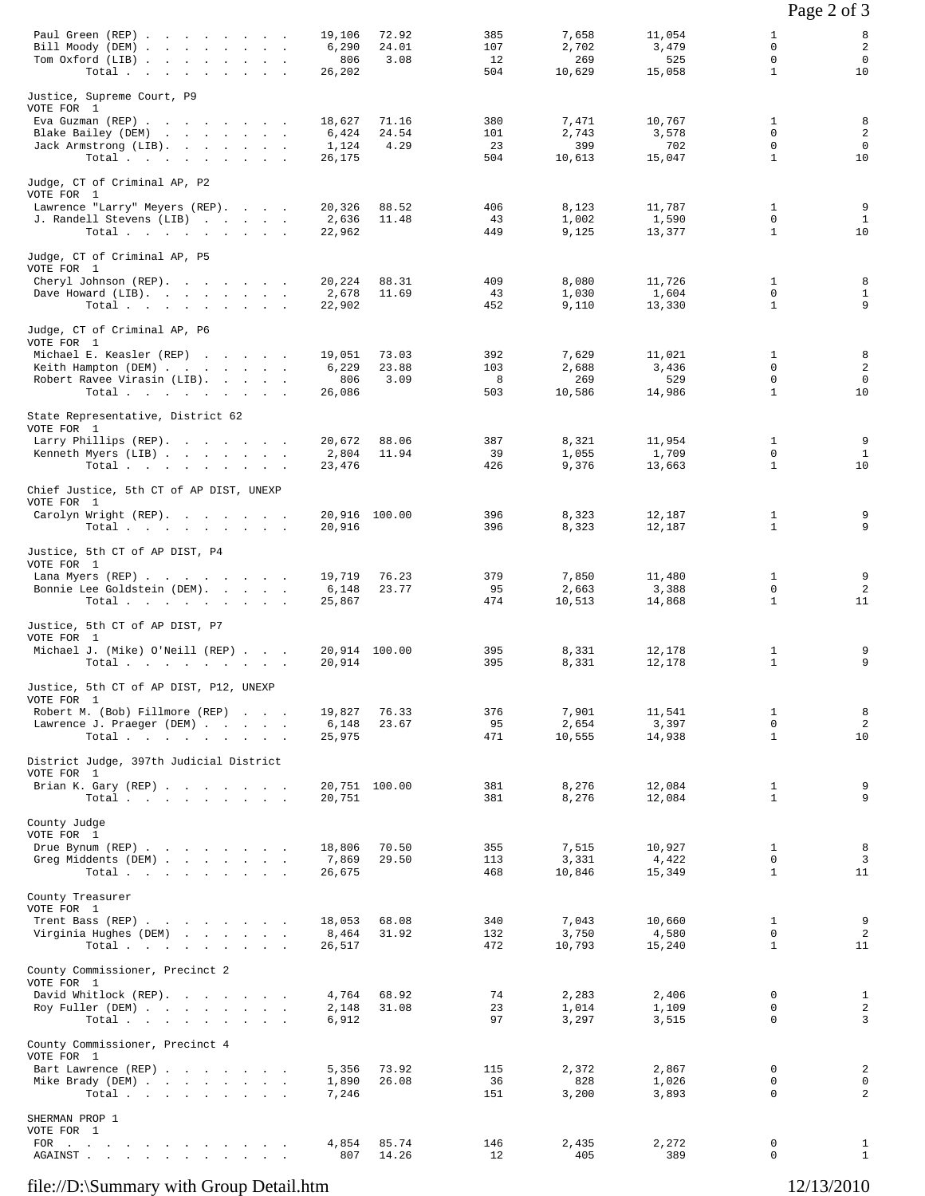| Candidate | Votes | % | Col 3 | Col 4 | Col 5 | Col 6 | Col 7 |
|---|---|---|---|---|---|---|---|
| Paul Green (REP) | 19,106 | 72.92 | 385 | 7,658 | 11,054 | 1 | 8 |
| Bill Moody (DEM) | 6,290 | 24.01 | 107 | 2,702 | 3,479 | 0 | 2 |
| Tom Oxford (LIB) | 806 | 3.08 | 12 | 269 | 525 | 0 | 0 |
| Total | 26,202 | | 504 | 10,629 | 15,058 | 1 | 10 |

Justice, Supreme Court, P9
VOTE FOR 1

| Candidate | Votes | % | | | | | |
|---|---|---|---|---|---|---|---|
| Eva Guzman (REP) | 18,627 | 71.16 | 380 | 7,471 | 10,767 | 1 | 8 |
| Blake Bailey (DEM) | 6,424 | 24.54 | 101 | 2,743 | 3,578 | 0 | 2 |
| Jack Armstrong (LIB) | 1,124 | 4.29 | 23 | 399 | 702 | 0 | 0 |
| Total | 26,175 | | 504 | 10,613 | 15,047 | 1 | 10 |

Judge, CT of Criminal AP, P2
VOTE FOR 1

| Candidate | Votes | % | | | | | |
|---|---|---|---|---|---|---|---|
| Lawrence "Larry" Meyers (REP) | 20,326 | 88.52 | 406 | 8,123 | 11,787 | 1 | 9 |
| J. Randell Stevens (LIB) | 2,636 | 11.48 | 43 | 1,002 | 1,590 | 0 | 1 |
| Total | 22,962 | | 449 | 9,125 | 13,377 | 1 | 10 |

Judge, CT of Criminal AP, P5
VOTE FOR 1

| Candidate | Votes | % | | | | | |
|---|---|---|---|---|---|---|---|
| Cheryl Johnson (REP) | 20,224 | 88.31 | 409 | 8,080 | 11,726 | 1 | 8 |
| Dave Howard (LIB) | 2,678 | 11.69 | 43 | 1,030 | 1,604 | 0 | 1 |
| Total | 22,902 | | 452 | 9,110 | 13,330 | 1 | 9 |

Judge, CT of Criminal AP, P6
VOTE FOR 1

| Candidate | Votes | % | | | | | |
|---|---|---|---|---|---|---|---|
| Michael E. Keasler (REP) | 19,051 | 73.03 | 392 | 7,629 | 11,021 | 1 | 8 |
| Keith Hampton (DEM) | 6,229 | 23.88 | 103 | 2,688 | 3,436 | 0 | 2 |
| Robert Ravee Virasin (LIB) | 806 | 3.09 | 8 | 269 | 529 | 0 | 0 |
| Total | 26,086 | | 503 | 10,586 | 14,986 | 1 | 10 |

State Representative, District 62
VOTE FOR 1

| Candidate | Votes | % | | | | | |
|---|---|---|---|---|---|---|---|
| Larry Phillips (REP) | 20,672 | 88.06 | 387 | 8,321 | 11,954 | 1 | 9 |
| Kenneth Myers (LIB) | 2,804 | 11.94 | 39 | 1,055 | 1,709 | 0 | 1 |
| Total | 23,476 | | 426 | 9,376 | 13,663 | 1 | 10 |

Chief Justice, 5th CT of AP DIST, UNEXP
VOTE FOR 1

| Candidate | Votes | % | | | | | |
|---|---|---|---|---|---|---|---|
| Carolyn Wright (REP) | 20,916 | 100.00 | 396 | 8,323 | 12,187 | 1 | 9 |
| Total | 20,916 | | 396 | 8,323 | 12,187 | 1 | 9 |

Justice, 5th CT of AP DIST, P4
VOTE FOR 1

| Candidate | Votes | % | | | | | |
|---|---|---|---|---|---|---|---|
| Lana Myers (REP) | 19,719 | 76.23 | 379 | 7,850 | 11,480 | 1 | 9 |
| Bonnie Lee Goldstein (DEM) | 6,148 | 23.77 | 95 | 2,663 | 3,388 | 0 | 2 |
| Total | 25,867 | | 474 | 10,513 | 14,868 | 1 | 11 |

Justice, 5th CT of AP DIST, P7
VOTE FOR 1

| Candidate | Votes | % | | | | | |
|---|---|---|---|---|---|---|---|
| Michael J. (Mike) O'Neill (REP) | 20,914 | 100.00 | 395 | 8,331 | 12,178 | 1 | 9 |
| Total | 20,914 | | 395 | 8,331 | 12,178 | 1 | 9 |

Justice, 5th CT of AP DIST, P12, UNEXP
VOTE FOR 1

| Candidate | Votes | % | | | | | |
|---|---|---|---|---|---|---|---|
| Robert M. (Bob) Fillmore (REP) | 19,827 | 76.33 | 376 | 7,901 | 11,541 | 1 | 8 |
| Lawrence J. Praeger (DEM) | 6,148 | 23.67 | 95 | 2,654 | 3,397 | 0 | 2 |
| Total | 25,975 | | 471 | 10,555 | 14,938 | 1 | 10 |

District Judge, 397th Judicial District
VOTE FOR 1

| Candidate | Votes | % | | | | | |
|---|---|---|---|---|---|---|---|
| Brian K. Gary (REP) | 20,751 | 100.00 | 381 | 8,276 | 12,084 | 1 | 9 |
| Total | 20,751 | | 381 | 8,276 | 12,084 | 1 | 9 |

County Judge
VOTE FOR 1

| Candidate | Votes | % | | | | | |
|---|---|---|---|---|---|---|---|
| Drue Bynum (REP) | 18,806 | 70.50 | 355 | 7,515 | 10,927 | 1 | 8 |
| Greg Middents (DEM) | 7,869 | 29.50 | 113 | 3,331 | 4,422 | 0 | 3 |
| Total | 26,675 | | 468 | 10,846 | 15,349 | 1 | 11 |

County Treasurer
VOTE FOR 1

| Candidate | Votes | % | | | | | |
|---|---|---|---|---|---|---|---|
| Trent Bass (REP) | 18,053 | 68.08 | 340 | 7,043 | 10,660 | 1 | 9 |
| Virginia Hughes (DEM) | 8,464 | 31.92 | 132 | 3,750 | 4,580 | 0 | 2 |
| Total | 26,517 | | 472 | 10,793 | 15,240 | 1 | 11 |

County Commissioner, Precinct 2
VOTE FOR 1

| Candidate | Votes | % | | | | | |
|---|---|---|---|---|---|---|---|
| David Whitlock (REP) | 4,764 | 68.92 | 74 | 2,283 | 2,406 | 0 | 1 |
| Roy Fuller (DEM) | 2,148 | 31.08 | 23 | 1,014 | 1,109 | 0 | 2 |
| Total | 6,912 | | 97 | 3,297 | 3,515 | 0 | 3 |

County Commissioner, Precinct 4
VOTE FOR 1

| Candidate | Votes | % | | | | | |
|---|---|---|---|---|---|---|---|
| Bart Lawrence (REP) | 5,356 | 73.92 | 115 | 2,372 | 2,867 | 0 | 2 |
| Mike Brady (DEM) | 1,890 | 26.08 | 36 | 828 | 1,026 | 0 | 0 |
| Total | 7,246 | | 151 | 3,200 | 3,893 | 0 | 2 |

SHERMAN PROP 1
VOTE FOR 1

| Choice | Votes | % | | | | | |
|---|---|---|---|---|---|---|---|
| FOR | 4,854 | 85.74 | 146 | 2,435 | 2,272 | 0 | 1 |
| AGAINST | 807 | 14.26 | 12 | 405 | 389 | 0 | 1 |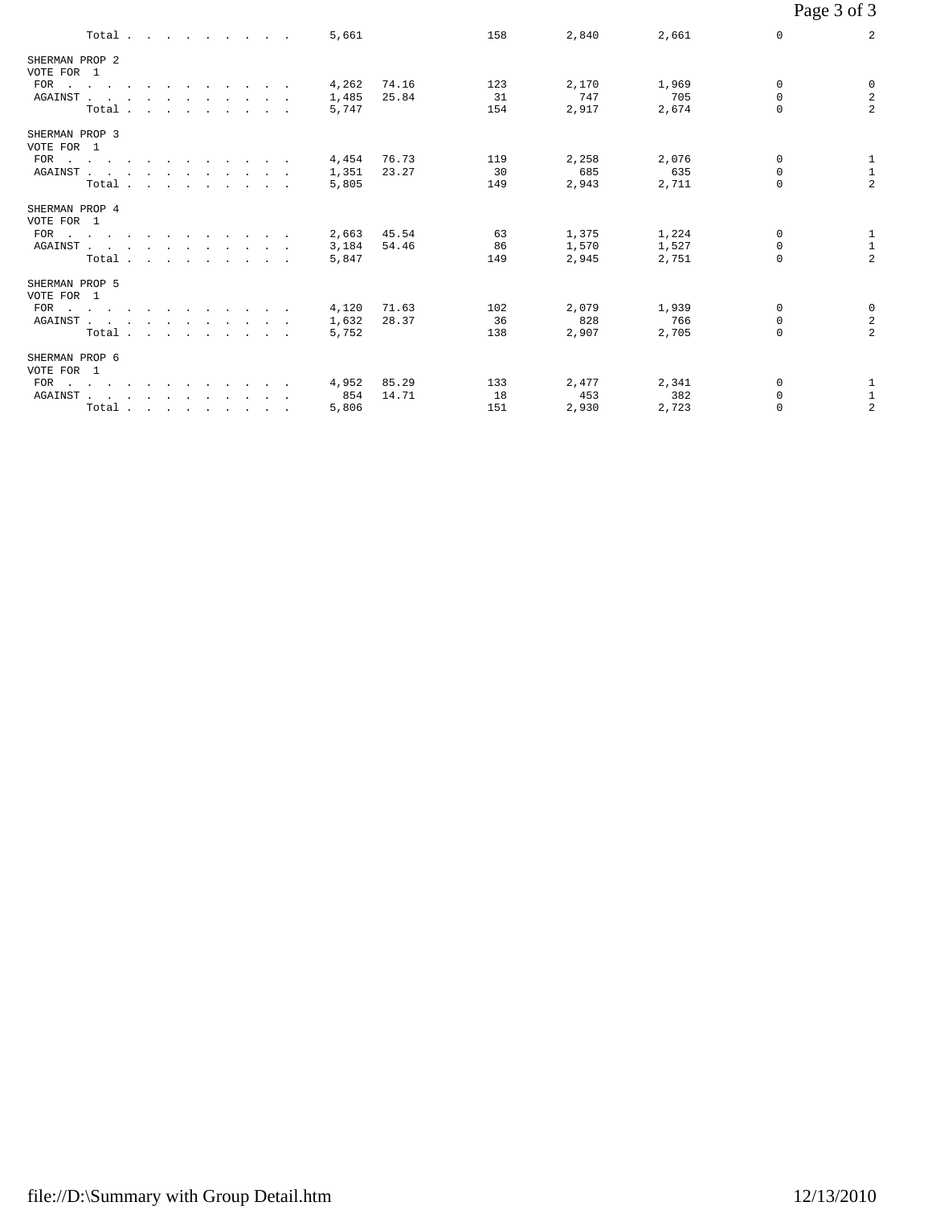| | | | | | | | |
|---|---|---|---|---|---|---|---|
| Total | 5,661 | | 158 | 2,840 | 2,661 | 0 | 2 |
| **SHERMAN PROP 2** | | | | | | | |
| VOTE FOR 1 | | | | | | | |
| FOR | 4,262 | 74.16 | 123 | 2,170 | 1,969 | 0 | 0 |
| AGAINST | 1,485 | 25.84 | 31 | 747 | 705 | 0 | 2 |
| Total | 5,747 | | 154 | 2,917 | 2,674 | 0 | 2 |
| **SHERMAN PROP 3** | | | | | | | |
| VOTE FOR 1 | | | | | | | |
| FOR | 4,454 | 76.73 | 119 | 2,258 | 2,076 | 0 | 1 |
| AGAINST | 1,351 | 23.27 | 30 | 685 | 635 | 0 | 1 |
| Total | 5,805 | | 149 | 2,943 | 2,711 | 0 | 2 |
| **SHERMAN PROP 4** | | | | | | | |
| VOTE FOR 1 | | | | | | | |
| FOR | 2,663 | 45.54 | 63 | 1,375 | 1,224 | 0 | 1 |
| AGAINST | 3,184 | 54.46 | 86 | 1,570 | 1,527 | 0 | 1 |
| Total | 5,847 | | 149 | 2,945 | 2,751 | 0 | 2 |
| **SHERMAN PROP 5** | | | | | | | |
| VOTE FOR 1 | | | | | | | |
| FOR | 4,120 | 71.63 | 102 | 2,079 | 1,939 | 0 | 0 |
| AGAINST | 1,632 | 28.37 | 36 | 828 | 766 | 0 | 2 |
| Total | 5,752 | | 138 | 2,907 | 2,705 | 0 | 2 |
| **SHERMAN PROP 6** | | | | | | | |
| VOTE FOR 1 | | | | | | | |
| FOR | 4,952 | 85.29 | 133 | 2,477 | 2,341 | 0 | 1 |
| AGAINST | 854 | 14.71 | 18 | 453 | 382 | 0 | 1 |
| Total | 5,806 | | 151 | 2,930 | 2,723 | 0 | 2 |